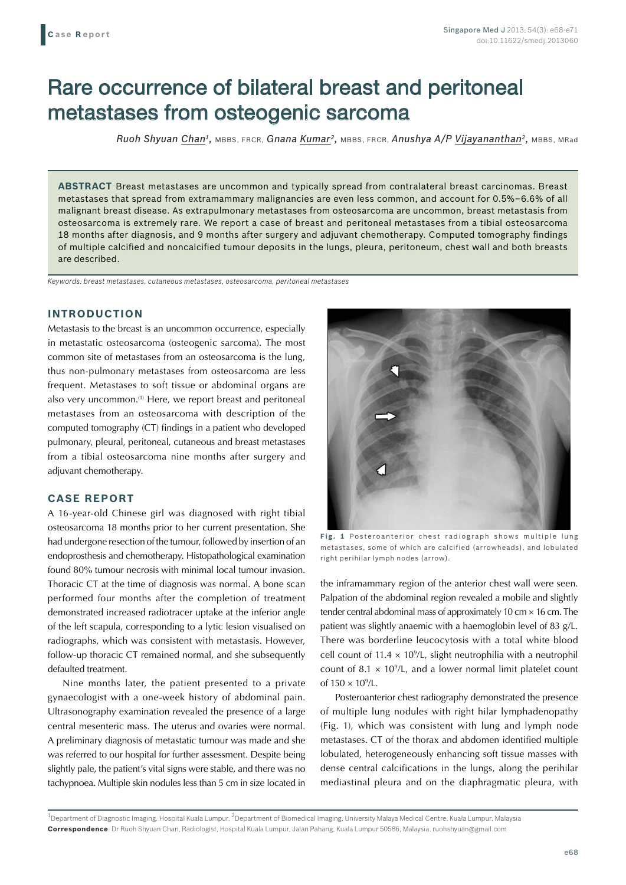Case Report

# Rare occurrence of bilateral breast and peritoneal metastases from osteogenic sarcoma

*Ruoh Shyuan Chan*[1], MBBS, FRCR, *Gnana Kumar*[2], MBBS, FRCR, *Anushya A/P Vijayananthan*[2], MBBS, MRad

**ABSTRACT** Breast metastases are uncommon and typically spread from contralateral breast carcinomas. Breast metastases that spread from extramammary malignancies are even less common, and account for 0.5%–6.6% of all malignant breast disease. As extrapulmonary metastases from osteosarcoma are uncommon, breast metastasis from osteosarcoma is extremely rare. We report a case of breast and peritoneal metastases from a tibial osteosarcoma 18 months after diagnosis, and 9 months after surgery and adjuvant chemotherapy. Computed tomography findings of multiple calcified and noncalcified tumour deposits in the lungs, pleura, peritoneum, chest wall and both breasts are described.

*Keywords: breast metastases, cutaneous metastases, osteosarcoma, peritoneal metastases*

## INTRODUCTION

Metastasis to the breast is an uncommon occurrence, especially in metastatic osteosarcoma (osteogenic sarcoma). The most common site of metastases from an osteosarcoma is the lung, thus non-pulmonary metastases from osteosarcoma are less frequent. Metastases to soft tissue or abdominal organs are also very uncommon.[1] Here, we report breast and peritoneal metastases from an osteosarcoma with description of the computed tomography (CT) findings in a patient who developed pulmonary, pleural, peritoneal, cutaneous and breast metastases from a tibial osteosarcoma nine months after surgery and adjuvant chemotherapy.

## CASE REPORT

A 16-year-old Chinese girl was diagnosed with right tibial osteosarcoma 18 months prior to her current presentation. She had undergone resection of the tumour, followed by insertion of an endoprosthesis and chemotherapy. Histopathological examination found 80% tumour necrosis with minimal local tumour invasion. Thoracic CT at the time of diagnosis was normal. A bone scan performed four months after the completion of treatment demonstrated increased radiotracer uptake at the inferior angle of the left scapula, corresponding to a lytic lesion visualised on radiographs, which was consistent with metastasis. However, follow-up thoracic CT remained normal, and she subsequently defaulted treatment.

Nine months later, the patient presented to a private gynaecologist with a one-week history of abdominal pain. Ultrasonography examination revealed the presence of a large central mesenteric mass. The uterus and ovaries were normal. A preliminary diagnosis of metastatic tumour was made and she was referred to our hospital for further assessment. Despite being slightly pale, the patient's vital signs were stable, and there was no tachypnoea. Multiple skin nodules less than 5 cm in size located in the inframammary region of the anterior chest wall were seen. Palpation of the abdominal region revealed a mobile and slightly tender central abdominal mass of approximately 10 cm × 16 cm. The patient was slightly anaemic with a haemoglobin level of 83 g/L. There was borderline leucocytosis with a total white blood cell count of $11.4 \times 10^9$/L, slight neutrophilia with a neutrophil count of $8.1 \times 10^9$/L, and a lower normal limit platelet count of $150 \times 10^9$/L.

**Fig. 1** Posteroanterior chest radiograph shows multiple lung metastases, some of which are calcified (arrowheads), and lobulated right perihilar lymph nodes (arrow).

Posteroanterior chest radiography demonstrated the presence of multiple lung nodules with right hilar lymphadenopathy (Fig. 1), which was consistent with lung and lymph node metastases. CT of the thorax and abdomen identified multiple lobulated, heterogeneously enhancing soft tissue masses with dense central calcifications in the lungs, along the perihilar mediastinal pleura and on the diaphragmatic pleura, with

[1]Department of Diagnostic Imaging, Hospital Kuala Lumpur, [2]Department of Biomedical Imaging, University Malaya Medical Centre, Kuala Lumpur, Malaysia
**Correspondence**: Dr Ruoh Shyuan Chan, Radiologist, Hospital Kuala Lumpur, Jalan Pahang, Kuala Lumpur 50586, Malaysia. ruohshyuan@gmail.com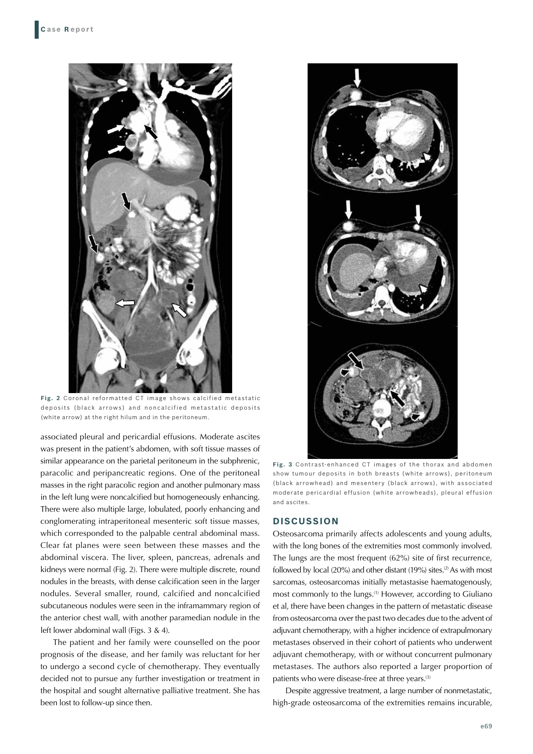Fig. 2 Coronal reformatted CT image shows calcified metastatic deposits (black arrows) and noncalcified metastatic deposits (white arrow) at the right hilum and in the peritoneum.

associated pleural and pericardial effusions. Moderate ascites was present in the patient's abdomen, with soft tissue masses of similar appearance on the parietal peritoneum in the subphrenic, paracolic and peripancreatic regions. One of the peritoneal masses in the right paracolic region and another pulmonary mass in the left lung were noncalcified but homogeneously enhancing. There were also multiple large, lobulated, poorly enhancing and conglomerating intraperitoneal mesenteric soft tissue masses, which corresponded to the palpable central abdominal mass. Clear fat planes were seen between these masses and the abdominal viscera. The liver, spleen, pancreas, adrenals and kidneys were normal (Fig. 2). There were multiple discrete, round nodules in the breasts, with dense calcification seen in the larger nodules. Several smaller, round, calcified and noncalcified subcutaneous nodules were seen in the inframammary region of the anterior chest wall, with another paramedian nodule in the left lower abdominal wall (Figs. 3 & 4).

The patient and her family were counselled on the poor prognosis of the disease, and her family was reluctant for her to undergo a second cycle of chemotherapy. They eventually decided not to pursue any further investigation or treatment in the hospital and sought alternative palliative treatment. She has been lost to follow-up since then.

Fig. 3 Contrast-enhanced CT images of the thorax and abdomen show tumour deposits in both breasts (white arrows), peritoneum (black arrowhead) and mesentery (black arrows), with associated moderate pericardial effusion (white arrowheads), pleural effusion and ascites.

## DISCUSSION

Osteosarcoma primarily affects adolescents and young adults, with the long bones of the extremities most commonly involved. The lungs are the most frequent (62%) site of first recurrence, followed by local (20%) and other distant (19%) sites.[2] As with most sarcomas, osteosarcomas initially metastasise haematogenously, most commonly to the lungs.[1] However, according to Giuliano et al, there have been changes in the pattern of metastatic disease from osteosarcoma over the past two decades due to the advent of adjuvant chemotherapy, with a higher incidence of extrapulmonary metastases observed in their cohort of patients who underwent adjuvant chemotherapy, with or without concurrent pulmonary metastases. The authors also reported a larger proportion of patients who were disease-free at three years.[3]

Despite aggressive treatment, a large number of nonmetastatic, high-grade osteosarcoma of the extremities remains incurable,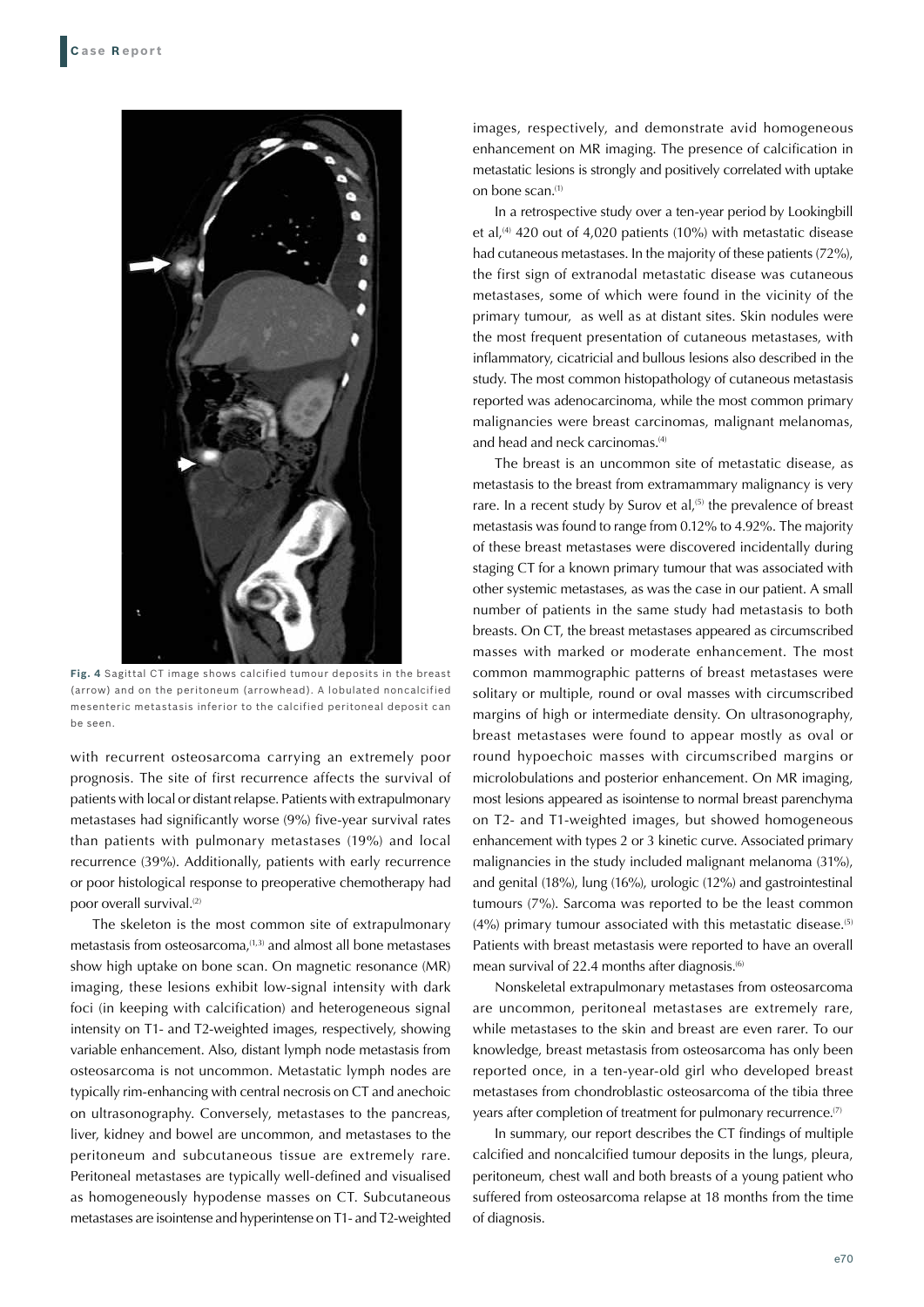**Fig. 4** Sagittal CT image shows calcified tumour deposits in the breast (arrow) and on the peritoneum (arrowhead). A lobulated noncalcified mesenteric metastasis inferior to the calcified peritoneal deposit can be seen.

with recurrent osteosarcoma carrying an extremely poor prognosis. The site of first recurrence affects the survival of patients with local or distant relapse. Patients with extrapulmonary metastases had significantly worse (9%) five-year survival rates than patients with pulmonary metastases (19%) and local recurrence (39%). Additionally, patients with early recurrence or poor histological response to preoperative chemotherapy had poor overall survival.[2]

The skeleton is the most common site of extrapulmonary metastasis from osteosarcoma,[1,3] and almost all bone metastases show high uptake on bone scan. On magnetic resonance (MR) imaging, these lesions exhibit low-signal intensity with dark foci (in keeping with calcification) and heterogeneous signal intensity on T1- and T2-weighted images, respectively, showing variable enhancement. Also, distant lymph node metastasis from osteosarcoma is not uncommon. Metastatic lymph nodes are typically rim-enhancing with central necrosis on CT and anechoic on ultrasonography. Conversely, metastases to the pancreas, liver, kidney and bowel are uncommon, and metastases to the peritoneum and subcutaneous tissue are extremely rare. Peritoneal metastases are typically well-defined and visualised as homogeneously hypodense masses on CT. Subcutaneous metastases are isointense and hyperintense on T1- and T2-weighted images, respectively, and demonstrate avid homogeneous enhancement on MR imaging. The presence of calcification in metastatic lesions is strongly and positively correlated with uptake on bone scan.[1]

In a retrospective study over a ten-year period by Lookingbill et al,[4] 420 out of 4,020 patients (10%) with metastatic disease had cutaneous metastases. In the majority of these patients (72%), the first sign of extranodal metastatic disease was cutaneous metastases, some of which were found in the vicinity of the primary tumour, as well as at distant sites. Skin nodules were the most frequent presentation of cutaneous metastases, with inflammatory, cicatricial and bullous lesions also described in the study. The most common histopathology of cutaneous metastasis reported was adenocarcinoma, while the most common primary malignancies were breast carcinomas, malignant melanomas, and head and neck carcinomas.[4]

The breast is an uncommon site of metastatic disease, as metastasis to the breast from extramammary malignancy is very rare. In a recent study by Surov et al,[5] the prevalence of breast metastasis was found to range from 0.12% to 4.92%. The majority of these breast metastases were discovered incidentally during staging CT for a known primary tumour that was associated with other systemic metastases, as was the case in our patient. A small number of patients in the same study had metastasis to both breasts. On CT, the breast metastases appeared as circumscribed masses with marked or moderate enhancement. The most common mammographic patterns of breast metastases were solitary or multiple, round or oval masses with circumscribed margins of high or intermediate density. On ultrasonography, breast metastases were found to appear mostly as oval or round hypoechoic masses with circumscribed margins or microlobulations and posterior enhancement. On MR imaging, most lesions appeared as isointense to normal breast parenchyma on T2- and T1-weighted images, but showed homogeneous enhancement with types 2 or 3 kinetic curve. Associated primary malignancies in the study included malignant melanoma (31%), and genital (18%), lung (16%), urologic (12%) and gastrointestinal tumours (7%). Sarcoma was reported to be the least common (4%) primary tumour associated with this metastatic disease.[5] Patients with breast metastasis were reported to have an overall mean survival of 22.4 months after diagnosis.[6]

Nonskeletal extrapulmonary metastases from osteosarcoma are uncommon, peritoneal metastases are extremely rare, while metastases to the skin and breast are even rarer. To our knowledge, breast metastasis from osteosarcoma has only been reported once, in a ten-year-old girl who developed breast metastases from chondroblastic osteosarcoma of the tibia three years after completion of treatment for pulmonary recurrence.[7]

In summary, our report describes the CT findings of multiple calcified and noncalcified tumour deposits in the lungs, pleura, peritoneum, chest wall and both breasts of a young patient who suffered from osteosarcoma relapse at 18 months from the time of diagnosis.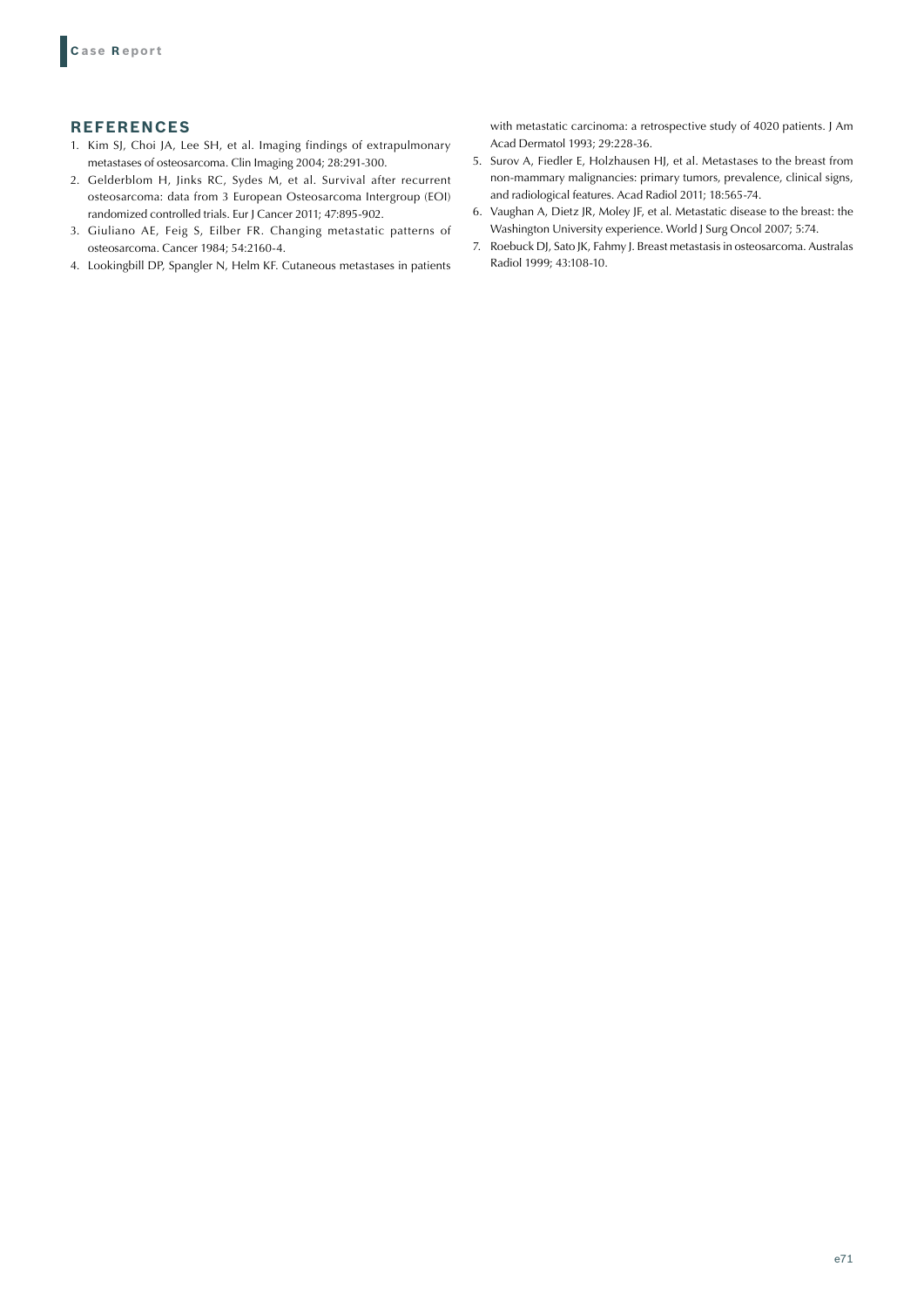## REFERENCES

1. Kim SJ, Choi JA, Lee SH, et al. Imaging findings of extrapulmonary metastases of osteosarcoma. Clin Imaging 2004; 28:291-300.
2. Gelderblom H, Jinks RC, Sydes M, et al. Survival after recurrent osteosarcoma: data from 3 European Osteosarcoma Intergroup (EOI) randomized controlled trials. Eur J Cancer 2011; 47:895-902.
3. Giuliano AE, Feig S, Eilber FR. Changing metastatic patterns of osteosarcoma. Cancer 1984; 54:2160-4.
4. Lookingbill DP, Spangler N, Helm KF. Cutaneous metastases in patients with metastatic carcinoma: a retrospective study of 4020 patients. J Am Acad Dermatol 1993; 29:228-36.
5. Surov A, Fiedler E, Holzhausen HJ, et al. Metastases to the breast from non-mammary malignancies: primary tumors, prevalence, clinical signs, and radiological features. Acad Radiol 2011; 18:565-74.
6. Vaughan A, Dietz JR, Moley JF, et al. Metastatic disease to the breast: the Washington University experience. World J Surg Oncol 2007; 5:74.
7. Roebuck DJ, Sato JK, Fahmy J. Breast metastasis in osteosarcoma. Australas Radiol 1999; 43:108-10.